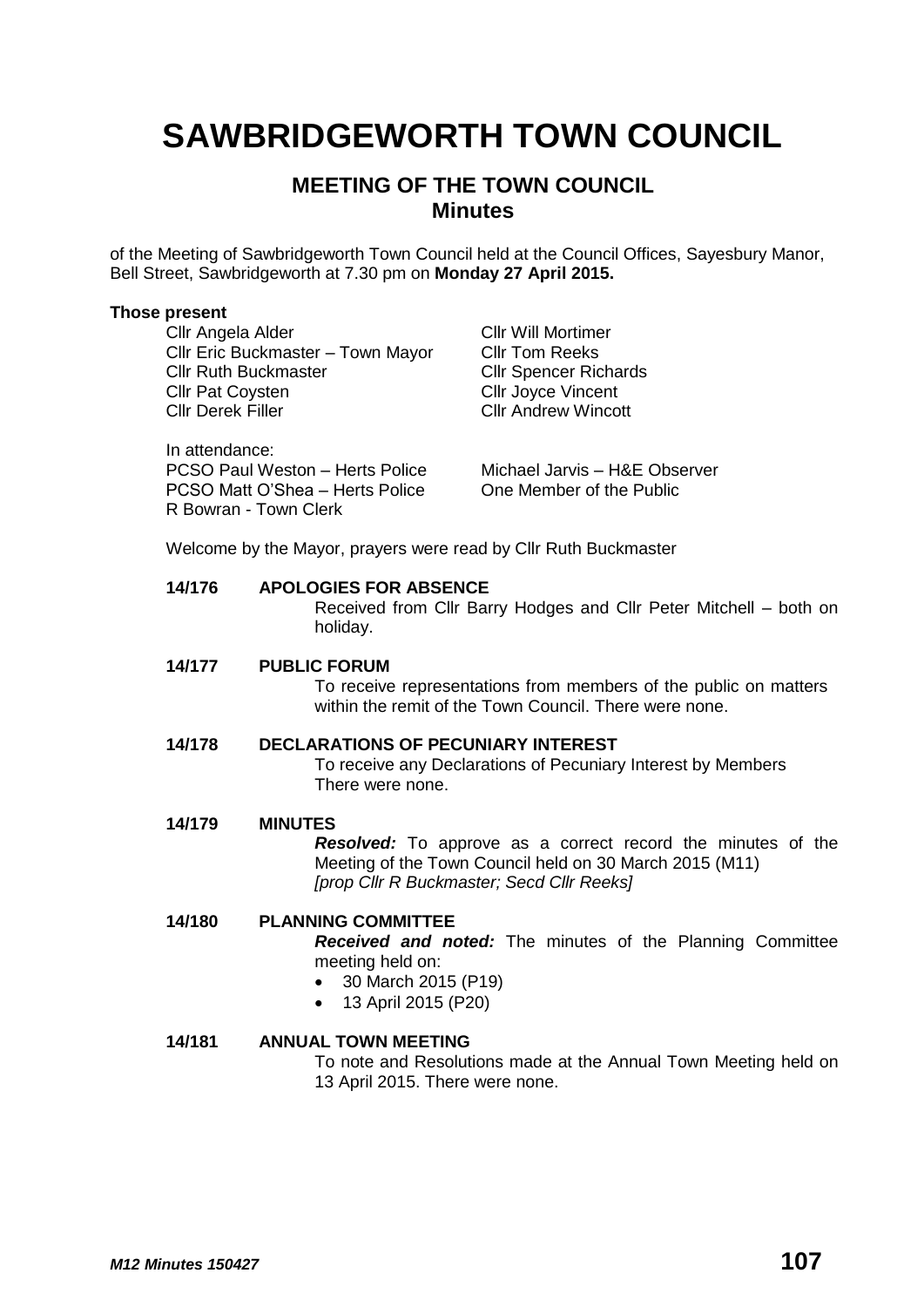# SAWBRIDGEWORTH TOWN COUNCIL

## MEETING OF THE TOWN COUNCIL
## Minutes

of the Meeting of Sawbridgeworth Town Council held at the Council Offices, Sayesbury Manor, Bell Street, Sawbridgeworth at 7.30 pm on **Monday 27 April 2015.**

**Those present**

Cllr Angela Alder
Cllr Eric Buckmaster – Town Mayor
Cllr Ruth Buckmaster
Cllr Pat Coysten
Cllr Derek Filler
Cllr Will Mortimer
Cllr Tom Reeks
Cllr Spencer Richards
Cllr Joyce Vincent
Cllr Andrew Wincott

In attendance:
PCSO Paul Weston – Herts Police
PCSO Matt O'Shea – Herts Police
R Bowran - Town Clerk
Michael Jarvis – H&E Observer
One Member of the Public

Welcome by the Mayor, prayers were read by Cllr Ruth Buckmaster

**14/176 APOLOGIES FOR ABSENCE**

Received from Cllr Barry Hodges and Cllr Peter Mitchell – both on holiday.

**14/177 PUBLIC FORUM**

To receive representations from members of the public on matters within the remit of the Town Council. There were none.

**14/178 DECLARATIONS OF PECUNIARY INTEREST**

To receive any Declarations of Pecuniary Interest by Members There were none.

**14/179 MINUTES**

***Resolved:*** To approve as a correct record the minutes of the Meeting of the Town Council held on 30 March 2015 (M11)
*[prop Cllr R Buckmaster; Secd Cllr Reeks]*

**14/180 PLANNING COMMITTEE**

***Received and noted:*** The minutes of the Planning Committee meeting held on:

- 30 March 2015 (P19)
- 13 April 2015 (P20)

**14/181 ANNUAL TOWN MEETING**

To note and Resolutions made at the Annual Town Meeting held on 13 April 2015. There were none.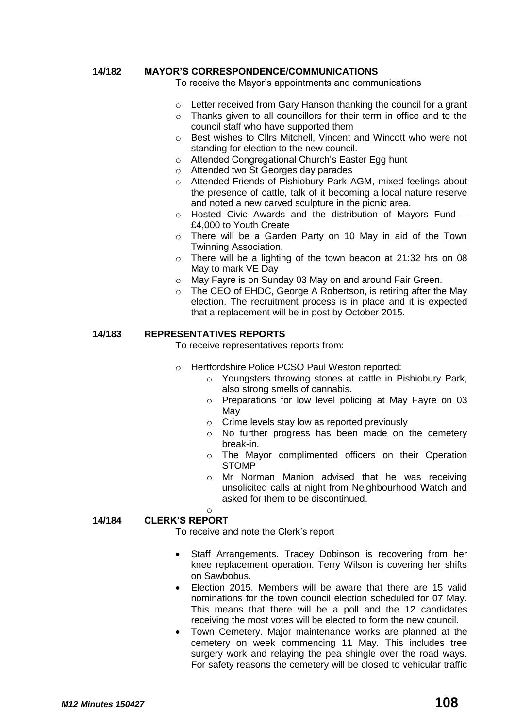**14/182 MAYOR'S CORRESPONDENCE/COMMUNICATIONS**

To receive the Mayor's appointments and communications

- Letter received from Gary Hanson thanking the council for a grant
- Thanks given to all councillors for their term in office and to the council staff who have supported them
- Best wishes to Cllrs Mitchell, Vincent and Wincott who were not standing for election to the new council.
- Attended Congregational Church's Easter Egg hunt
- Attended two St Georges day parades
- Attended Friends of Pishiobury Park AGM, mixed feelings about the presence of cattle, talk of it becoming a local nature reserve and noted a new carved sculpture in the picnic area.
- Hosted Civic Awards and the distribution of Mayors Fund – £4,000 to Youth Create
- There will be a Garden Party on 10 May in aid of the Town Twinning Association.
- There will be a lighting of the town beacon at 21:32 hrs on 08 May to mark VE Day
- May Fayre is on Sunday 03 May on and around Fair Green.
- The CEO of EHDC, George A Robertson, is retiring after the May election. The recruitment process is in place and it is expected that a replacement will be in post by October 2015.

**14/183 REPRESENTATIVES REPORTS**

To receive representatives reports from:

- Hertfordshire Police PCSO Paul Weston reported:
  - Youngsters throwing stones at cattle in Pishiobury Park, also strong smells of cannabis.
  - Preparations for low level policing at May Fayre on 03 May
  - Crime levels stay low as reported previously
  - No further progress has been made on the cemetery break-in.
  - The Mayor complimented officers on their Operation STOMP
  - Mr Norman Manion advised that he was receiving unsolicited calls at night from Neighbourhood Watch and asked for them to be discontinued.

**14/184 CLERK'S REPORT**

To receive and note the Clerk's report

- Staff Arrangements. Tracey Dobinson is recovering from her knee replacement operation. Terry Wilson is covering her shifts on Sawbobus.
- Election 2015. Members will be aware that there are 15 valid nominations for the town council election scheduled for 07 May. This means that there will be a poll and the 12 candidates receiving the most votes will be elected to form the new council.
- Town Cemetery. Major maintenance works are planned at the cemetery on week commencing 11 May. This includes tree surgery work and relaying the pea shingle over the road ways. For safety reasons the cemetery will be closed to vehicular traffic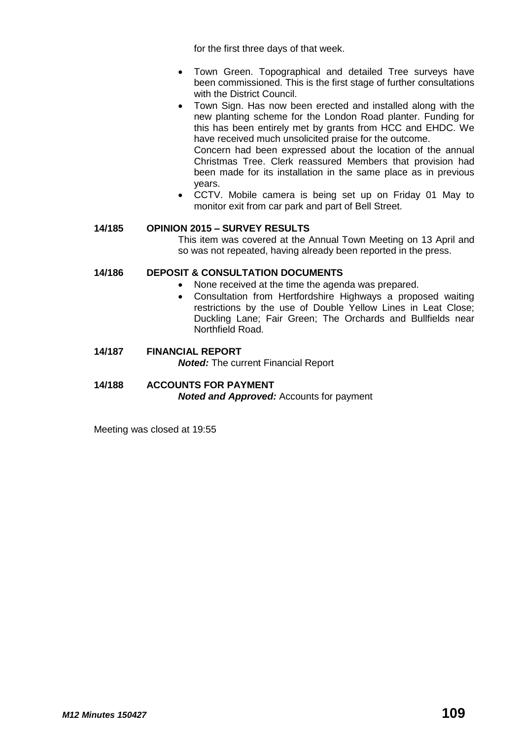for the first three days of that week.

- Town Green. Topographical and detailed Tree surveys have been commissioned. This is the first stage of further consultations with the District Council.
- Town Sign. Has now been erected and installed along with the new planting scheme for the London Road planter. Funding for this has been entirely met by grants from HCC and EHDC. We have received much unsolicited praise for the outcome.
  Concern had been expressed about the location of the annual Christmas Tree. Clerk reassured Members that provision had been made for its installation in the same place as in previous years.
- CCTV. Mobile camera is being set up on Friday 01 May to monitor exit from car park and part of Bell Street.

**14/185 OPINION 2015 – SURVEY RESULTS**

This item was covered at the Annual Town Meeting on 13 April and so was not repeated, having already been reported in the press.

**14/186 DEPOSIT & CONSULTATION DOCUMENTS**

- None received at the time the agenda was prepared.
- Consultation from Hertfordshire Highways a proposed waiting restrictions by the use of Double Yellow Lines in Leat Close; Duckling Lane; Fair Green; The Orchards and Bullfields near Northfield Road.

**14/187 FINANCIAL REPORT**

***Noted:*** The current Financial Report

**14/188 ACCOUNTS FOR PAYMENT**

***Noted and Approved:*** Accounts for payment

Meeting was closed at 19:55